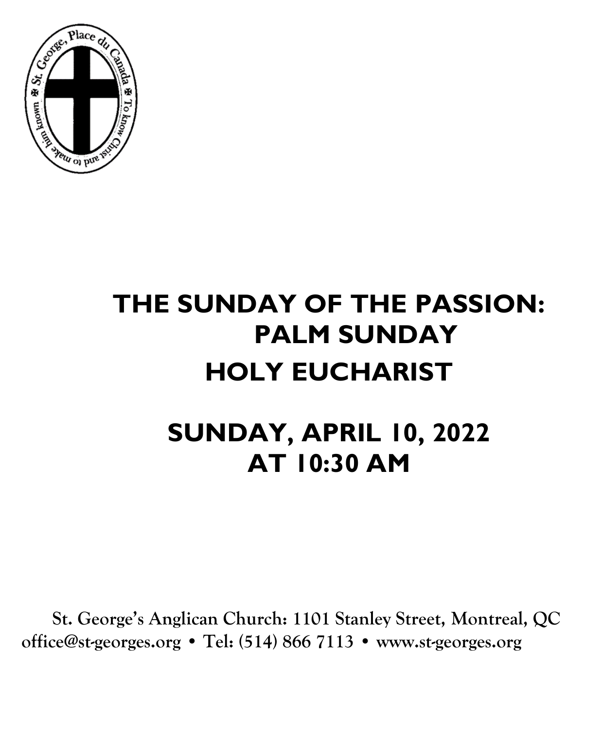# THE SUNDAY OF THE PASSION: PALM SUNDAY

# HOLY EUCHARIST

## SUNDAY, APRIL 10, 2022 AT 10:30 AM

**St. George's Anglican Church: 1101 Stanley Street, Montreal, QC**
**office@st-georges.org • Tel: (514) 866 7113 • www.st-georges.org**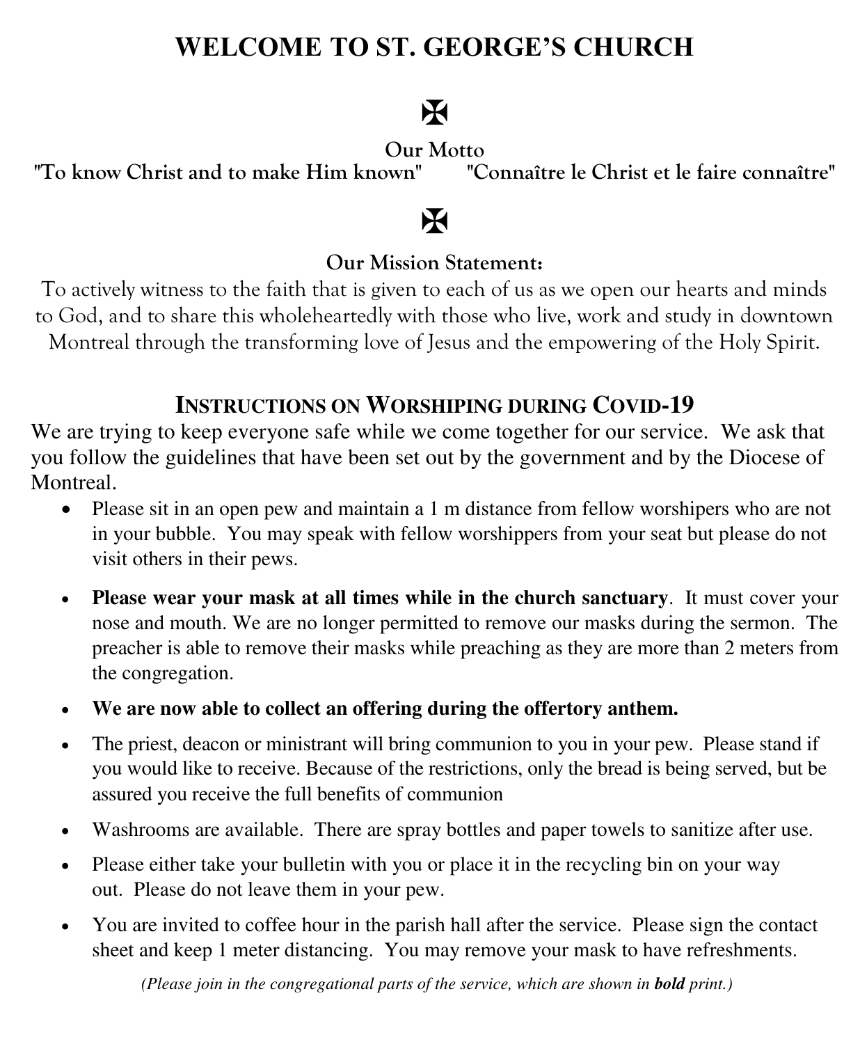# WELCOME TO ST. GEORGE'S CHURCH

✠

**Our Motto**

**"To know Christ and to make Him known"** **"Connaître le Christ et le faire connaître"**

✠

**Our Mission Statement:**

To actively witness to the faith that is given to each of us as we open our hearts and minds to God, and to share this wholeheartedly with those who live, work and study in downtown Montreal through the transforming love of Jesus and the empowering of the Holy Spirit.

## INSTRUCTIONS ON WORSHIPING DURING COVID-19

We are trying to keep everyone safe while we come together for our service. We ask that you follow the guidelines that have been set out by the government and by the Diocese of Montreal.

- Please sit in an open pew and maintain a 1 m distance from fellow worshipers who are not in your bubble. You may speak with fellow worshippers from your seat but please do not visit others in their pews.
- **Please wear your mask at all times while in the church sanctuary**. It must cover your nose and mouth. We are no longer permitted to remove our masks during the sermon. The preacher is able to remove their masks while preaching as they are more than 2 meters from the congregation.
- **We are now able to collect an offering during the offertory anthem.**
- The priest, deacon or ministrant will bring communion to you in your pew. Please stand if you would like to receive. Because of the restrictions, only the bread is being served, but be assured you receive the full benefits of communion
- Washrooms are available. There are spray bottles and paper towels to sanitize after use.
- Please either take your bulletin with you or place it in the recycling bin on your way out. Please do not leave them in your pew.
- You are invited to coffee hour in the parish hall after the service. Please sign the contact sheet and keep 1 meter distancing. You may remove your mask to have refreshments.

*(Please join in the congregational parts of the service, which are shown in **bold** print.)*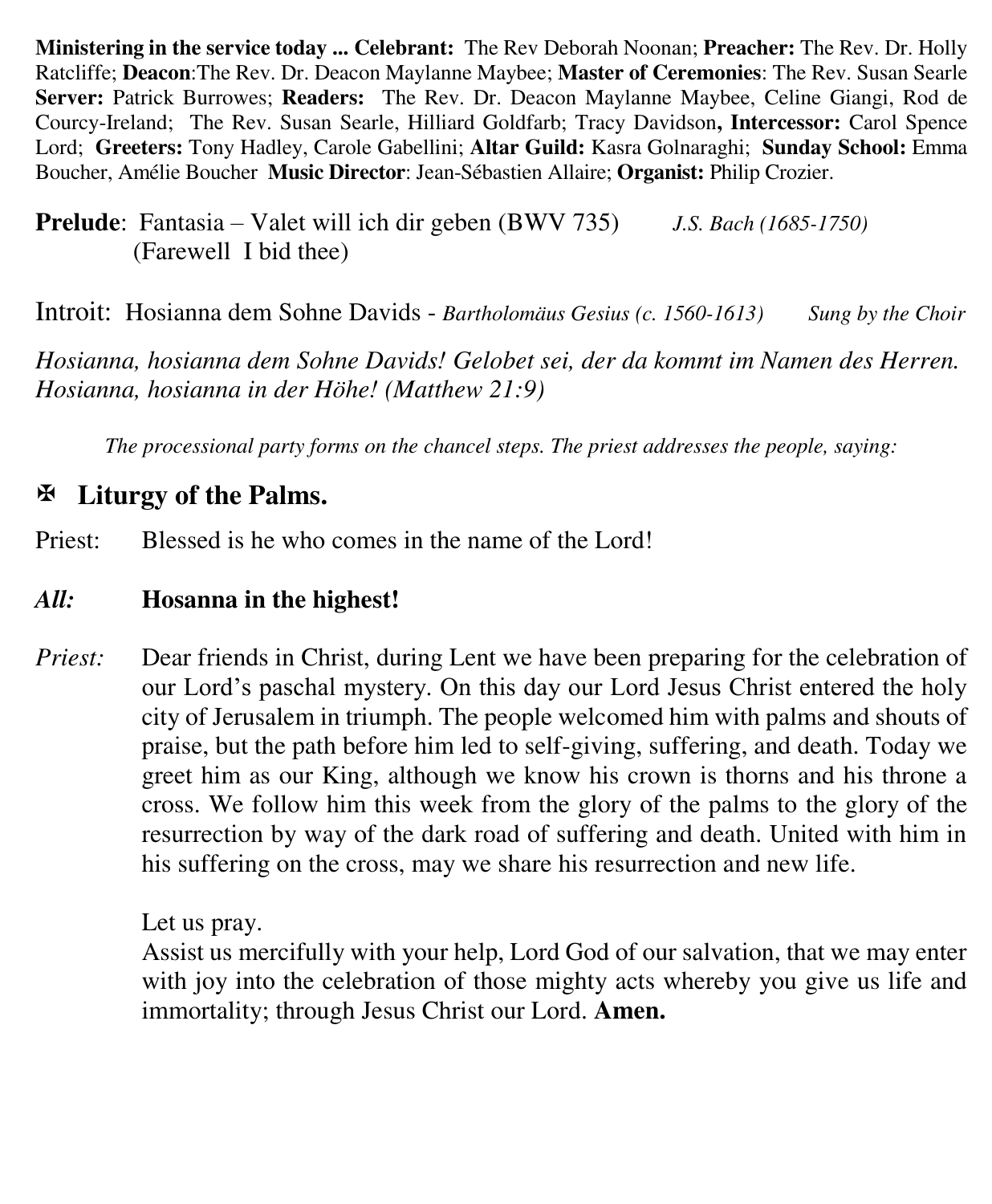**Ministering in the service today ... Celebrant:** The Rev Deborah Noonan; **Preacher:** The Rev. Dr. Holly Ratcliffe; **Deacon**:The Rev. Dr. Deacon Maylanne Maybee; **Master of Ceremonies**: The Rev. Susan Searle **Server:** Patrick Burrowes; **Readers:** The Rev. Dr. Deacon Maylanne Maybee, Celine Giangi, Rod de Courcy-Ireland; The Rev. Susan Searle, Hilliard Goldfarb; Tracy Davidson**, Intercessor:** Carol Spence Lord; **Greeters:** Tony Hadley, Carole Gabellini; **Altar Guild:** Kasra Golnaraghi; **Sunday School:** Emma Boucher, Amélie Boucher **Music Director**: Jean-Sébastien Allaire; **Organist:** Philip Crozier.

**Prelude**: Fantasia – Valet will ich dir geben (BWV 735) *J.S. Bach (1685-1750)*
(Farewell I bid thee)

Introit: Hosianna dem Sohne Davids - *Bartholomäus Gesius (c. 1560-1613)* *Sung by the Choir*

*Hosianna, hosianna dem Sohne Davids! Gelobet sei, der da kommt im Namen des Herren. Hosianna, hosianna in der Höhe! (Matthew 21:9)*

*The processional party forms on the chancel steps. The priest addresses the people, saying:*

## ✠ Liturgy of the Palms.

Priest: Blessed is he who comes in the name of the Lord!

***All:*** **Hosanna in the highest!**

*Priest:* Dear friends in Christ, during Lent we have been preparing for the celebration of our Lord's paschal mystery. On this day our Lord Jesus Christ entered the holy city of Jerusalem in triumph. The people welcomed him with palms and shouts of praise, but the path before him led to self-giving, suffering, and death. Today we greet him as our King, although we know his crown is thorns and his throne a cross. We follow him this week from the glory of the palms to the glory of the resurrection by way of the dark road of suffering and death. United with him in his suffering on the cross, may we share his resurrection and new life.

Let us pray.
Assist us mercifully with your help, Lord God of our salvation, that we may enter with joy into the celebration of those mighty acts whereby you give us life and immortality; through Jesus Christ our Lord. **Amen.**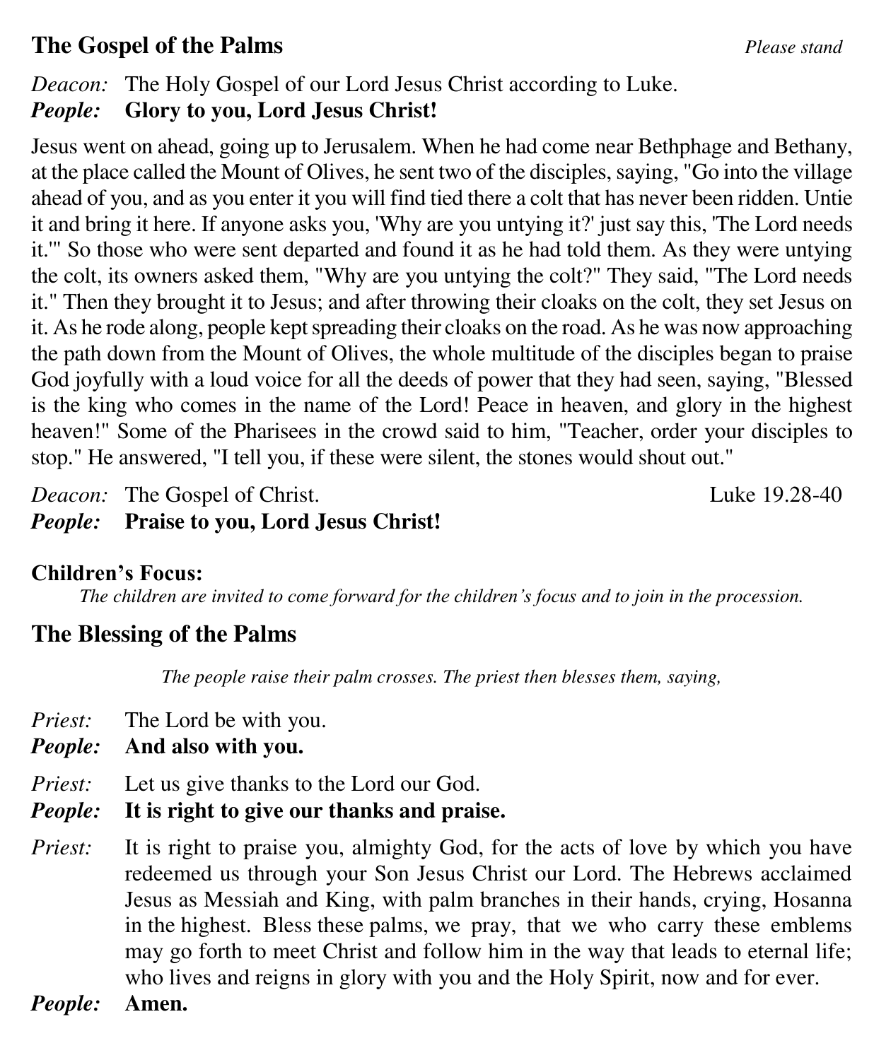## The Gospel of the Palms

*Please stand*

*Deacon:* The Holy Gospel of our Lord Jesus Christ according to Luke.
***People:*** **Glory to you, Lord Jesus Christ!**

Jesus went on ahead, going up to Jerusalem. When he had come near Bethphage and Bethany, at the place called the Mount of Olives, he sent two of the disciples, saying, "Go into the village ahead of you, and as you enter it you will find tied there a colt that has never been ridden. Untie it and bring it here. If anyone asks you, 'Why are you untying it?' just say this, 'The Lord needs it.'" So those who were sent departed and found it as he had told them. As they were untying the colt, its owners asked them, "Why are you untying the colt?" They said, "The Lord needs it." Then they brought it to Jesus; and after throwing their cloaks on the colt, they set Jesus on it. As he rode along, people kept spreading their cloaks on the road. As he was now approaching the path down from the Mount of Olives, the whole multitude of the disciples began to praise God joyfully with a loud voice for all the deeds of power that they had seen, saying, "Blessed is the king who comes in the name of the Lord! Peace in heaven, and glory in the highest heaven!" Some of the Pharisees in the crowd said to him, "Teacher, order your disciples to stop." He answered, "I tell you, if these were silent, the stones would shout out."

*Deacon:* The Gospel of Christ. Luke 19.28-40
***People:*** **Praise to you, Lord Jesus Christ!**

**Children's Focus:**

*The children are invited to come forward for the children's focus and to join in the procession.*

## The Blessing of the Palms

*The people raise their palm crosses. The priest then blesses them, saying,*

*Priest:* The Lord be with you.
***People:*** **And also with you.**

*Priest:* Let us give thanks to the Lord our God.
***People:*** **It is right to give our thanks and praise.**

*Priest:* It is right to praise you, almighty God, for the acts of love by which you have redeemed us through your Son Jesus Christ our Lord. The Hebrews acclaimed Jesus as Messiah and King, with palm branches in their hands, crying, Hosanna in the highest. Bless these palms, we pray, that we who carry these emblems may go forth to meet Christ and follow him in the way that leads to eternal life; who lives and reigns in glory with you and the Holy Spirit, now and for ever.
***People:*** **Amen.**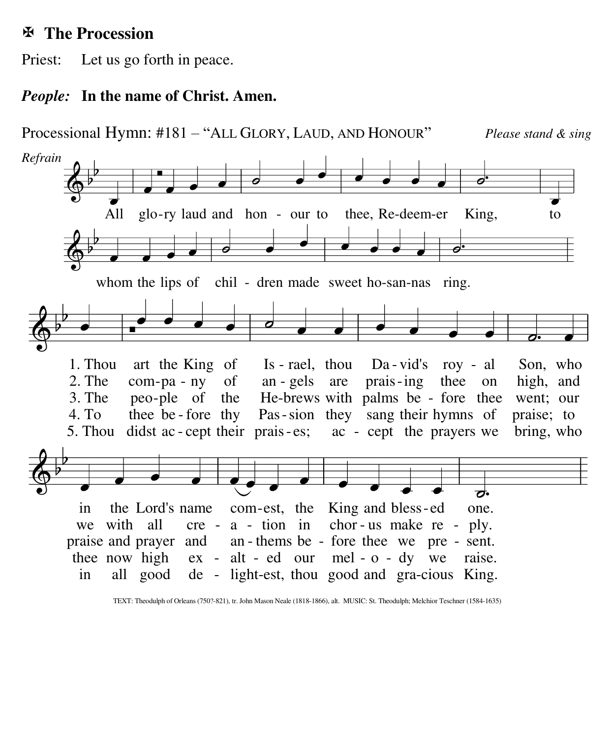## ✠ The Procession

Priest: Let us go forth in peace.

***People:*** **In the name of Christ. Amen.**

Processional Hymn: #181 – "ALL GLORY, LAUD, AND HONOUR" *Please stand & sing*

*Refrain*

All glory laud and honour to thee, Redeemer King, to whom the lips of children made sweet hosannas ring.

1. Thou art the King of Israel, thou David's royal Son, who in the Lord's name comest, the King and blessed one.
2. The company of angels are praising thee on high, and we with all creation in chorus make reply.
3. The people of the Hebrews with palms before thee went; our praise and prayer and anthems before thee we present.
4. To thee before thy Passion they sang their hymns of praise; to thee now high exalted our melody we raise.
5. Thou didst accept their praises; accept the prayers we bring, who in all good delightest, thou good and gracious King.

TEXT: Theodulph of Orleans (750?-821), tr. John Mason Neale (1818-1866), alt. MUSIC: St. Theodulph; Melchior Teschner (1584-1635)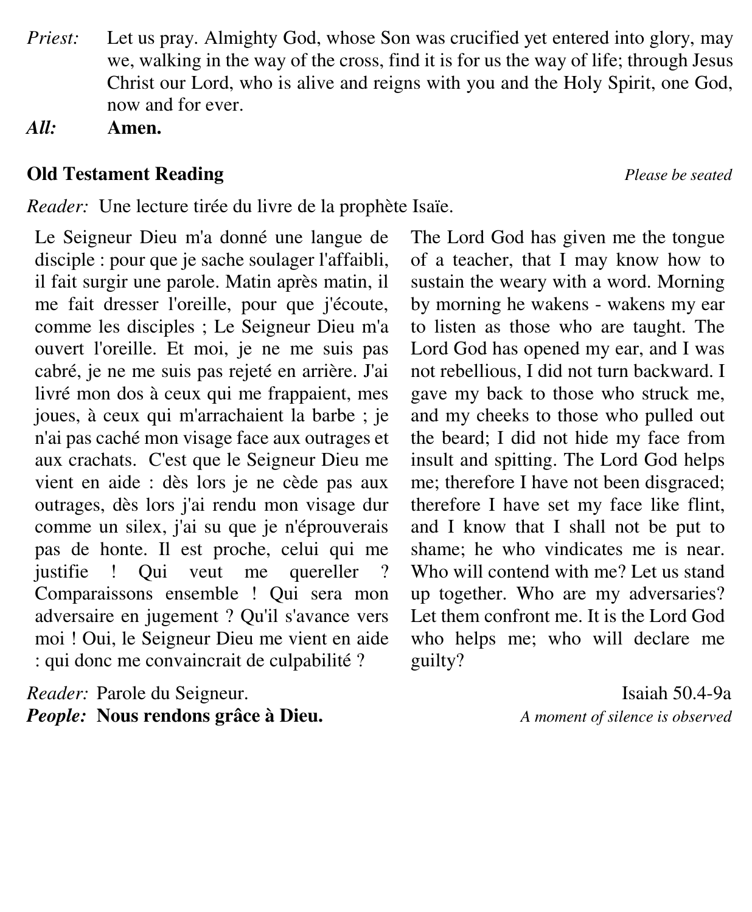*Priest:* Let us pray. Almighty God, whose Son was crucified yet entered into glory, may we, walking in the way of the cross, find it is for us the way of life; through Jesus Christ our Lord, who is alive and reigns with you and the Holy Spirit, one God, now and for ever.

***All:*** **Amen.**

**Old Testament Reading** *Please be seated*

*Reader:* Une lecture tirée du livre de la prophète Isaïe.

Le Seigneur Dieu m'a donné une langue de disciple : pour que je sache soulager l'affaibli, il fait surgir une parole. Matin après matin, il me fait dresser l'oreille, pour que j'écoute, comme les disciples ; Le Seigneur Dieu m'a ouvert l'oreille. Et moi, je ne me suis pas cabré, je ne me suis pas rejeté en arrière. J'ai livré mon dos à ceux qui me frappaient, mes joues, à ceux qui m'arrachaient la barbe ; je n'ai pas caché mon visage face aux outrages et aux crachats. C'est que le Seigneur Dieu me vient en aide : dès lors je ne cède pas aux outrages, dès lors j'ai rendu mon visage dur comme un silex, j'ai su que je n'éprouverais pas de honte. Il est proche, celui qui me justifie ! Qui veut me quereller ? Comparaissons ensemble ! Qui sera mon adversaire en jugement ? Qu'il s'avance vers moi ! Oui, le Seigneur Dieu me vient en aide : qui donc me convaincrait de culpabilité ?

The Lord God has given me the tongue of a teacher, that I may know how to sustain the weary with a word. Morning by morning he wakens - wakens my ear to listen as those who are taught. The Lord God has opened my ear, and I was not rebellious, I did not turn backward. I gave my back to those who struck me, and my cheeks to those who pulled out the beard; I did not hide my face from insult and spitting. The Lord God helps me; therefore I have not been disgraced; therefore I have set my face like flint, and I know that I shall not be put to shame; he who vindicates me is near. Who will contend with me? Let us stand up together. Who are my adversaries? Let them confront me. It is the Lord God who helps me; who will declare me guilty?

*Reader:* Parole du Seigneur. Isaiah 50.4-9a

***People:*** **Nous rendons grâce à Dieu.** *A moment of silence is observed*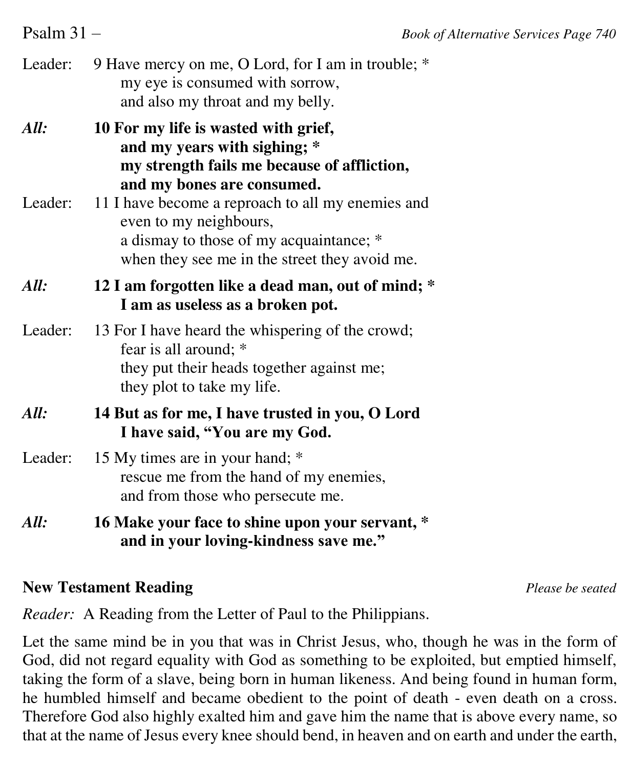Psalm 31 – *Book of Alternative Services Page 740*

Leader: 9 Have mercy on me, O Lord, for I am in trouble; *
my eye is consumed with sorrow,
and also my throat and my belly.

***All:*** **10 For my life is wasted with grief,**
**and my years with sighing; ***
**my strength fails me because of affliction,**
**and my bones are consumed.**

Leader: 11 I have become a reproach to all my enemies and
even to my neighbours,
a dismay to those of my acquaintance; *
when they see me in the street they avoid me.

***All:*** **12 I am forgotten like a dead man, out of mind; ***
**I am as useless as a broken pot.**

Leader: 13 For I have heard the whispering of the crowd;
fear is all around; *
they put their heads together against me;
they plot to take my life.

***All:*** **14 But as for me, I have trusted in you, O Lord**
**I have said, "You are my God.**

Leader: 15 My times are in your hand; *
rescue me from the hand of my enemies,
and from those who persecute me.

***All:*** **16 Make your face to shine upon your servant, ***
**and in your loving-kindness save me."**

**New Testament Reading** *Please be seated*

*Reader:* A Reading from the Letter of Paul to the Philippians.

Let the same mind be in you that was in Christ Jesus, who, though he was in the form of God, did not regard equality with God as something to be exploited, but emptied himself, taking the form of a slave, being born in human likeness. And being found in human form, he humbled himself and became obedient to the point of death - even death on a cross. Therefore God also highly exalted him and gave him the name that is above every name, so that at the name of Jesus every knee should bend, in heaven and on earth and under the earth,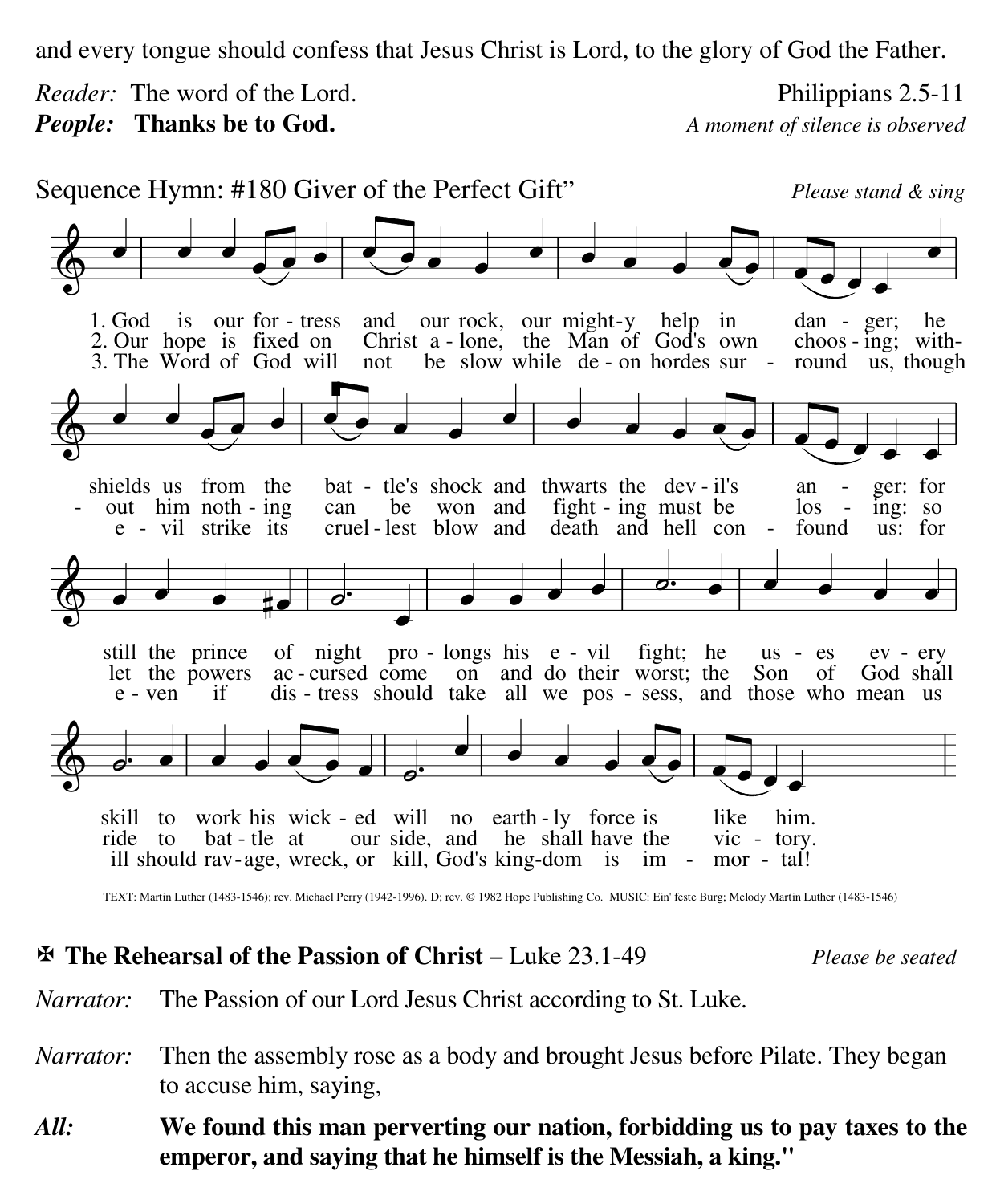and every tongue should confess that Jesus Christ is Lord, to the glory of God the Father.

*Reader:* The word of the Lord. Philippians 2.5-11

***People:*** **Thanks be to God.** *A moment of silence is observed*

Sequence Hymn: #180 Giver of the Perfect Gift" *Please stand & sing*

1. God is our fortress and our rock, our mighty help in danger; he shields us from the battle's shock and thwarts the devil's anger: for still the prince of night prolongs his evil fight; he uses every skill to work his wicked will no earthly force is like him.

2. Our hope is fixed on Christ alone, the Man of God's own choosing; without him nothing can be won and fighting must be losing: so let the powers accursed come on and do their worst; the Son of God shall ride to battle at our side, and he shall have the victory.

3. The Word of God will not be slow while demon hordes surround us, though evil strike its cruellest blow and death and hell confound us: for even if distress should take all we possess, and those who mean us ill should ravage, wreck, or kill, God's kingdom is immortal!

TEXT: Martin Luther (1483-1546); rev. Michael Perry (1942-1996). D; rev. © 1982 Hope Publishing Co. MUSIC: Ein' feste Burg; Melody Martin Luther (1483-1546)

## ✠ The Rehearsal of the Passion of Christ – Luke 23.1-49 *Please be seated*

*Narrator:* The Passion of our Lord Jesus Christ according to St. Luke.

*Narrator:* Then the assembly rose as a body and brought Jesus before Pilate. They began to accuse him, saying,

***All:*** **We found this man perverting our nation, forbidding us to pay taxes to the emperor, and saying that he himself is the Messiah, a king."**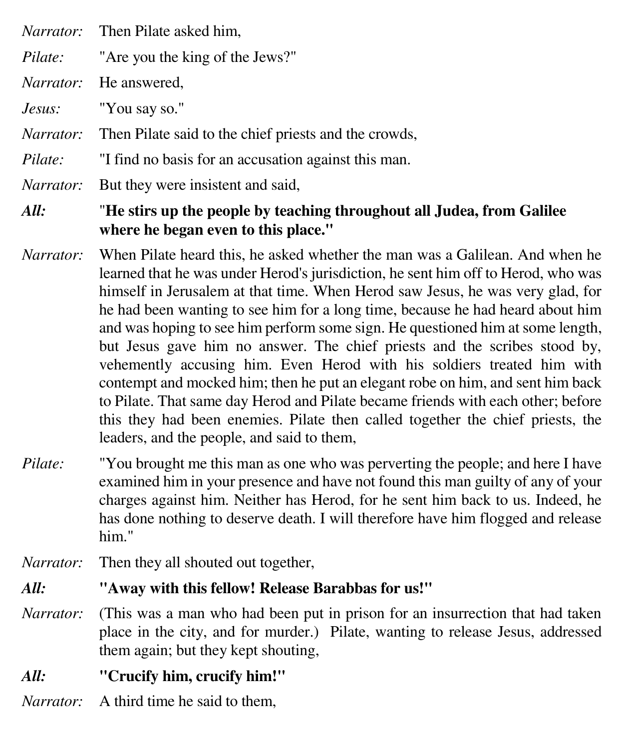*Narrator:* Then Pilate asked him,

*Pilate:* "Are you the king of the Jews?"

*Narrator:* He answered,

*Jesus:* "You say so."

*Narrator:* Then Pilate said to the chief priests and the crowds,

*Pilate:* "I find no basis for an accusation against this man.

*Narrator:* But they were insistent and said,

***All:*** **"He stirs up the people by teaching throughout all Judea, from Galilee where he began even to this place."**

*Narrator:* When Pilate heard this, he asked whether the man was a Galilean. And when he learned that he was under Herod's jurisdiction, he sent him off to Herod, who was himself in Jerusalem at that time. When Herod saw Jesus, he was very glad, for he had been wanting to see him for a long time, because he had heard about him and was hoping to see him perform some sign. He questioned him at some length, but Jesus gave him no answer. The chief priests and the scribes stood by, vehemently accusing him. Even Herod with his soldiers treated him with contempt and mocked him; then he put an elegant robe on him, and sent him back to Pilate. That same day Herod and Pilate became friends with each other; before this they had been enemies. Pilate then called together the chief priests, the leaders, and the people, and said to them,

*Pilate:* "You brought me this man as one who was perverting the people; and here I have examined him in your presence and have not found this man guilty of any of your charges against him. Neither has Herod, for he sent him back to us. Indeed, he has done nothing to deserve death. I will therefore have him flogged and release him."

*Narrator:* Then they all shouted out together,

***All:*** **"Away with this fellow! Release Barabbas for us!"**

*Narrator:* (This was a man who had been put in prison for an insurrection that had taken place in the city, and for murder.) Pilate, wanting to release Jesus, addressed them again; but they kept shouting,

***All:*** **"Crucify him, crucify him!"**

*Narrator:* A third time he said to them,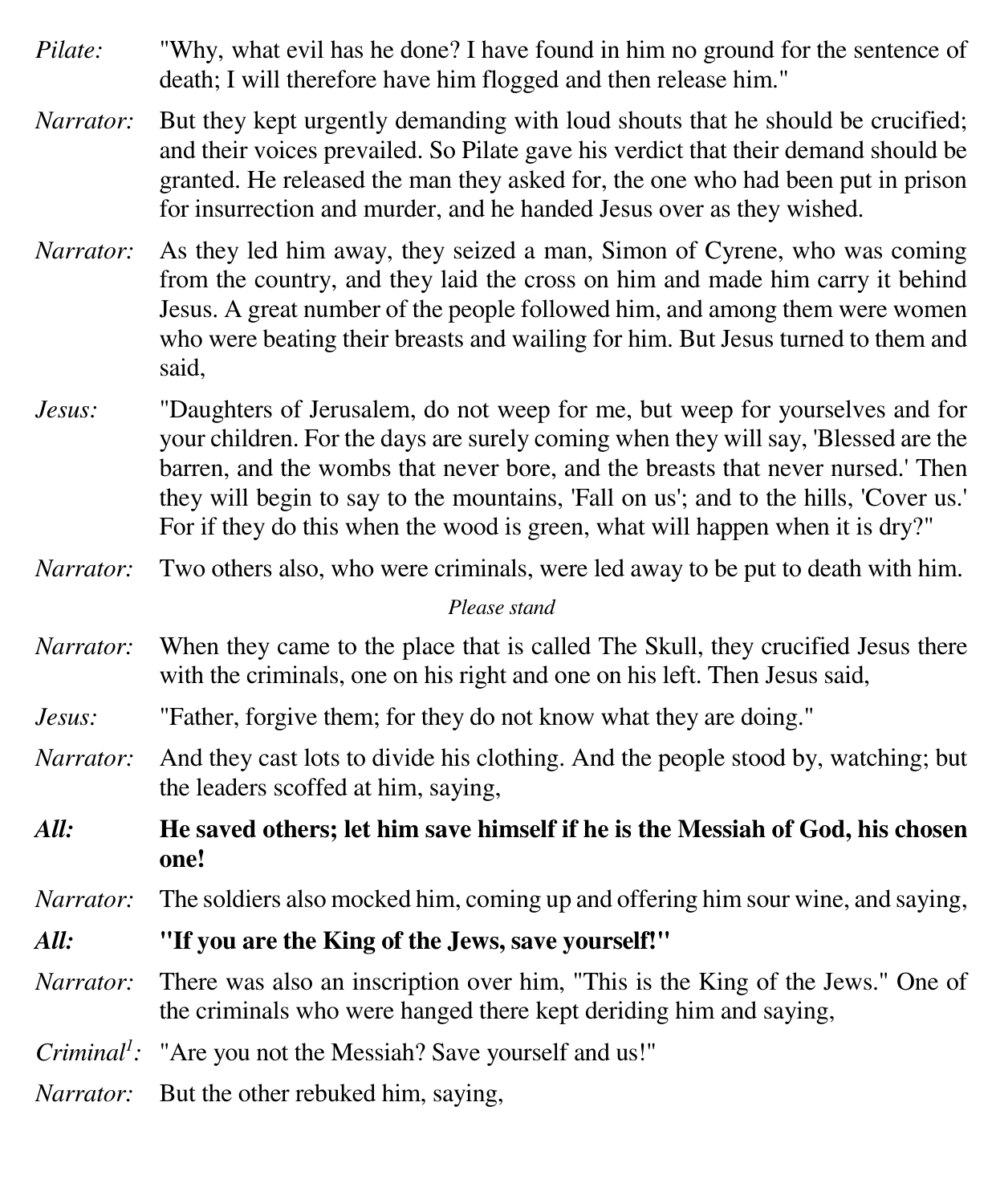*Pilate:* "Why, what evil has he done? I have found in him no ground for the sentence of death; I will therefore have him flogged and then release him."

*Narrator:* But they kept urgently demanding with loud shouts that he should be crucified; and their voices prevailed. So Pilate gave his verdict that their demand should be granted. He released the man they asked for, the one who had been put in prison for insurrection and murder, and he handed Jesus over as they wished.

*Narrator:* As they led him away, they seized a man, Simon of Cyrene, who was coming from the country, and they laid the cross on him and made him carry it behind Jesus. A great number of the people followed him, and among them were women who were beating their breasts and wailing for him. But Jesus turned to them and said,

*Jesus:* "Daughters of Jerusalem, do not weep for me, but weep for yourselves and for your children. For the days are surely coming when they will say, 'Blessed are the barren, and the wombs that never bore, and the breasts that never nursed.' Then they will begin to say to the mountains, 'Fall on us'; and to the hills, 'Cover us.' For if they do this when the wood is green, what will happen when it is dry?"

*Narrator:* Two others also, who were criminals, were led away to be put to death with him.

*Please stand*

*Narrator:* When they came to the place that is called The Skull, they crucified Jesus there with the criminals, one on his right and one on his left. Then Jesus said,

*Jesus:* "Father, forgive them; for they do not know what they are doing."

*Narrator:* And they cast lots to divide his clothing. And the people stood by, watching; but the leaders scoffed at him, saying,

***All:*** **He saved others; let him save himself if he is the Messiah of God, his chosen one!**

*Narrator:* The soldiers also mocked him, coming up and offering him sour wine, and saying,

***All:*** **"If you are the King of the Jews, save yourself!"**

*Narrator:* There was also an inscription over him, "This is the King of the Jews." One of the criminals who were hanged there kept deriding him and saying,

*Criminal[1]:* "Are you not the Messiah? Save yourself and us!"

*Narrator:* But the other rebuked him, saying,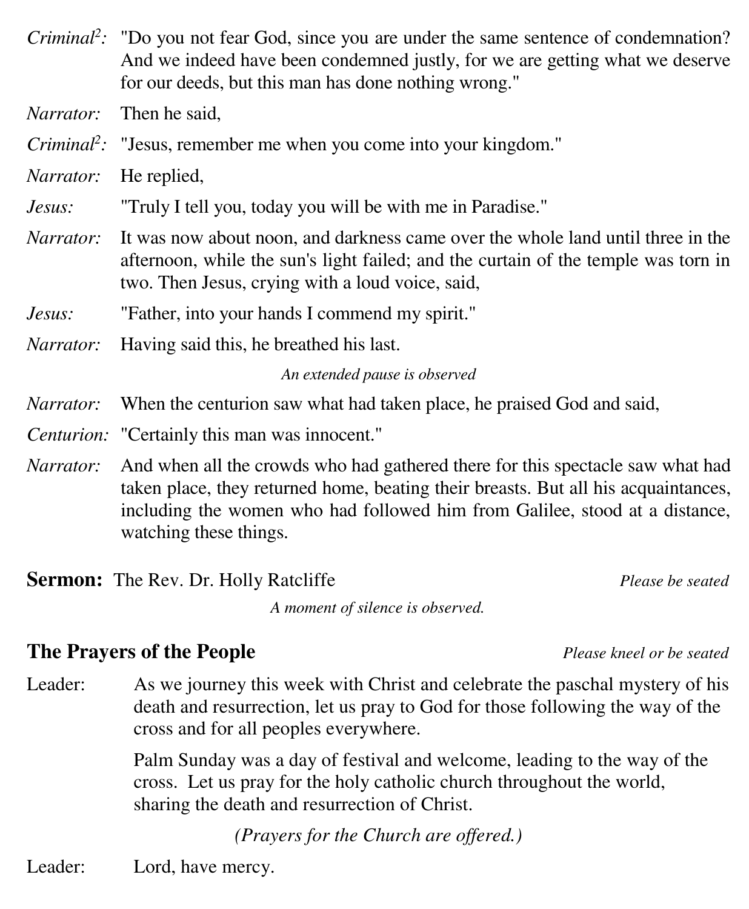*Criminal[2]:* "Do you not fear God, since you are under the same sentence of condemnation? And we indeed have been condemned justly, for we are getting what we deserve for our deeds, but this man has done nothing wrong."

*Narrator:* Then he said,

*Criminal[2]:* "Jesus, remember me when you come into your kingdom."

*Narrator:* He replied,

*Jesus:* "Truly I tell you, today you will be with me in Paradise."

*Narrator:* It was now about noon, and darkness came over the whole land until three in the afternoon, while the sun's light failed; and the curtain of the temple was torn in two. Then Jesus, crying with a loud voice, said,

*Jesus:* "Father, into your hands I commend my spirit."

*Narrator:* Having said this, he breathed his last.

*An extended pause is observed*

*Narrator:* When the centurion saw what had taken place, he praised God and said,

*Centurion:* "Certainly this man was innocent."

*Narrator:* And when all the crowds who had gathered there for this spectacle saw what had taken place, they returned home, beating their breasts. But all his acquaintances, including the women who had followed him from Galilee, stood at a distance, watching these things.

**Sermon:** The Rev. Dr. Holly Ratcliffe *Please be seated*

*A moment of silence is observed.*

## The Prayers of the People

*Please kneel or be seated*

Leader: As we journey this week with Christ and celebrate the paschal mystery of his death and resurrection, let us pray to God for those following the way of the cross and for all peoples everywhere.

Palm Sunday was a day of festival and welcome, leading to the way of the cross. Let us pray for the holy catholic church throughout the world, sharing the death and resurrection of Christ.

*(Prayers for the Church are offered.)*

Leader: Lord, have mercy.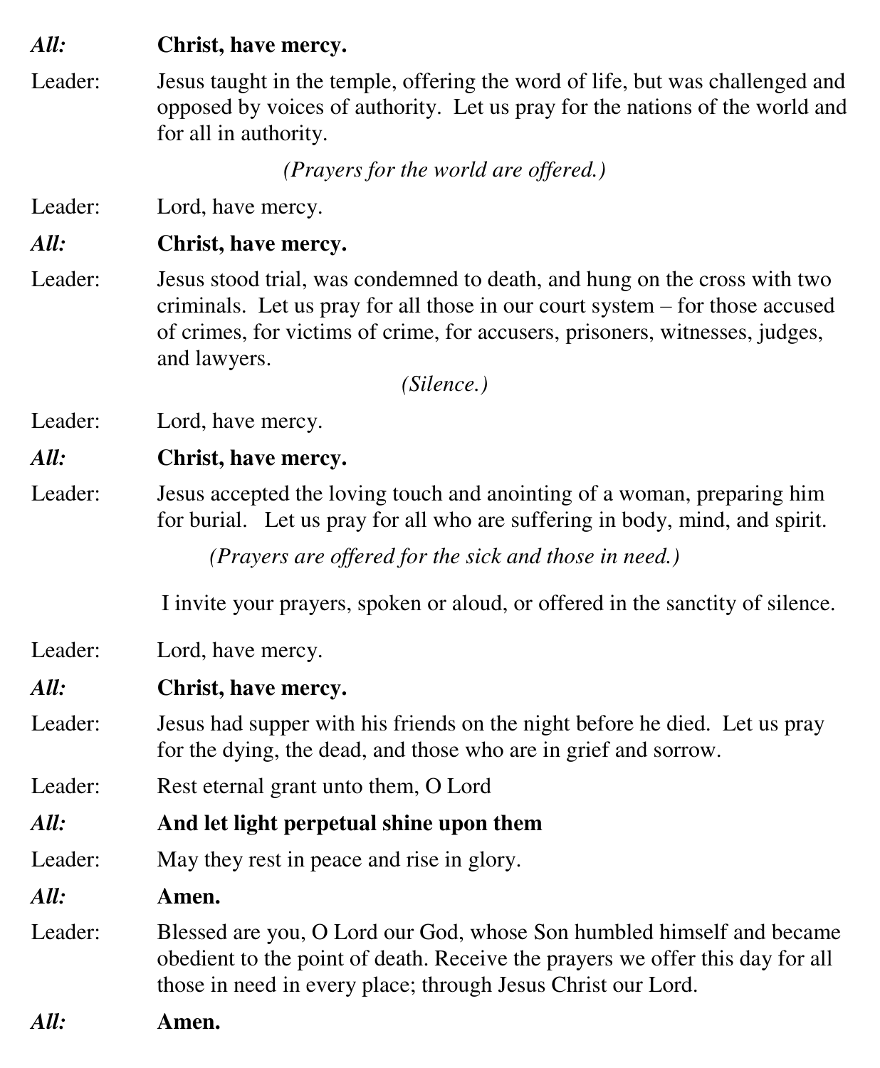***All:*** **Christ, have mercy.**

Leader: Jesus taught in the temple, offering the word of life, but was challenged and opposed by voices of authority. Let us pray for the nations of the world and for all in authority.

*(Prayers for the world are offered.)*

Leader: Lord, have mercy.

***All:*** **Christ, have mercy.**

Leader: Jesus stood trial, was condemned to death, and hung on the cross with two criminals. Let us pray for all those in our court system – for those accused of crimes, for victims of crime, for accusers, prisoners, witnesses, judges, and lawyers.

*(Silence.)*

Leader: Lord, have mercy.

***All:*** **Christ, have mercy.**

Leader: Jesus accepted the loving touch and anointing of a woman, preparing him for burial. Let us pray for all who are suffering in body, mind, and spirit.

*(Prayers are offered for the sick and those in need.)*

I invite your prayers, spoken or aloud, or offered in the sanctity of silence.

Leader: Lord, have mercy.

***All:*** **Christ, have mercy.**

Leader: Jesus had supper with his friends on the night before he died. Let us pray for the dying, the dead, and those who are in grief and sorrow.

Leader: Rest eternal grant unto them, O Lord

***All:*** **And let light perpetual shine upon them**

Leader: May they rest in peace and rise in glory.

***All:*** **Amen.**

Leader: Blessed are you, O Lord our God, whose Son humbled himself and became obedient to the point of death. Receive the prayers we offer this day for all those in need in every place; through Jesus Christ our Lord.

***All:*** **Amen.**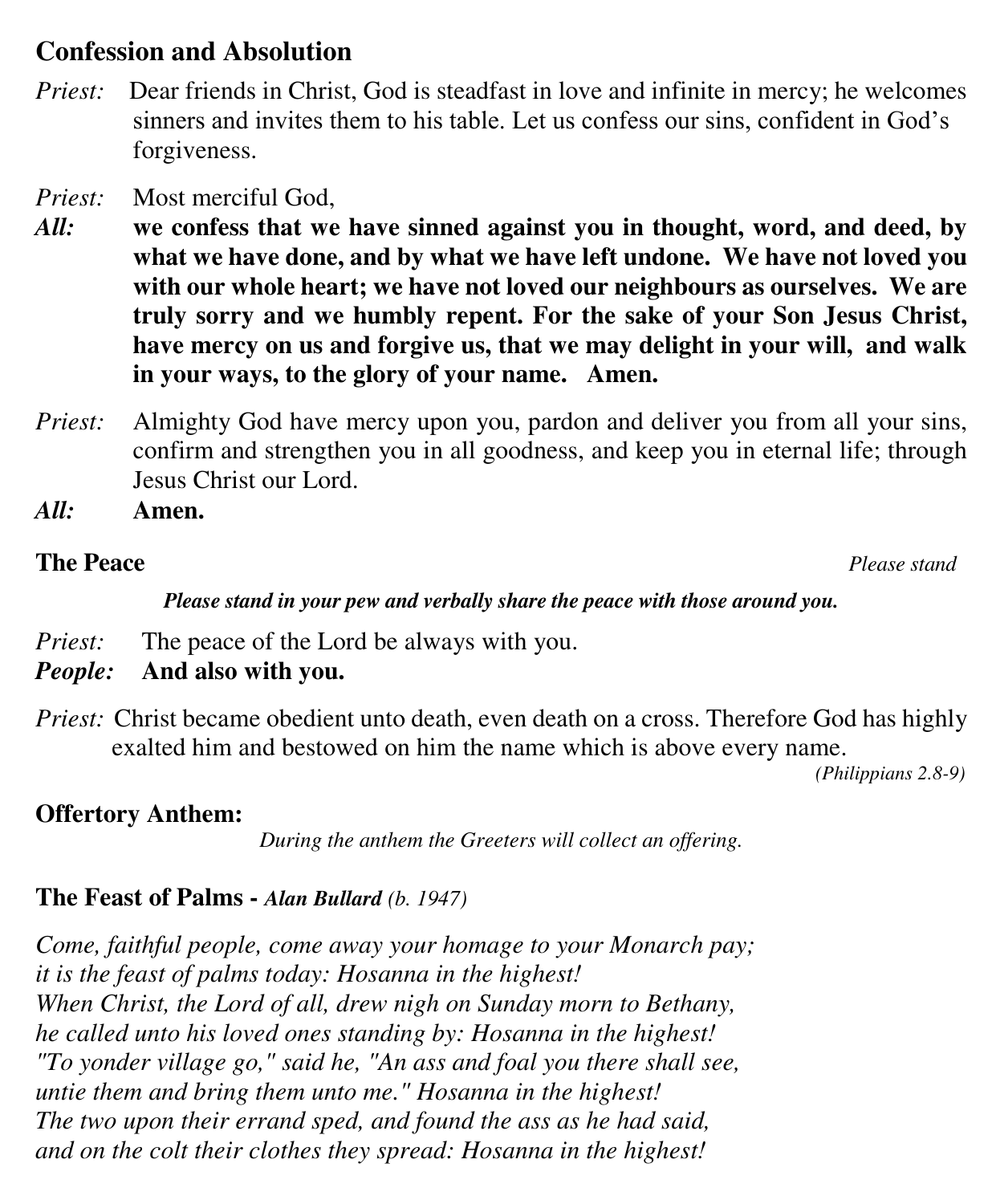## Confession and Absolution

*Priest:* Dear friends in Christ, God is steadfast in love and infinite in mercy; he welcomes sinners and invites them to his table. Let us confess our sins, confident in God's forgiveness.

*Priest:* Most merciful God,
***All:*** **we confess that we have sinned against you in thought, word, and deed, by what we have done, and by what we have left undone. We have not loved you with our whole heart; we have not loved our neighbours as ourselves. We are truly sorry and we humbly repent. For the sake of your Son Jesus Christ, have mercy on us and forgive us, that we may delight in your will, and walk in your ways, to the glory of your name. Amen.**

*Priest:* Almighty God have mercy upon you, pardon and deliver you from all your sins, confirm and strengthen you in all goodness, and keep you in eternal life; through Jesus Christ our Lord.
***All:*** **Amen.**

## The Peace

*Please stand*

***Please stand in your pew and verbally share the peace with those around you.***

*Priest:* The peace of the Lord be always with you.
***People:*** **And also with you.**

*Priest:* Christ became obedient unto death, even death on a cross. Therefore God has highly exalted him and bestowed on him the name which is above every name.

*(Philippians 2.8-9)*

## Offertory Anthem:

*During the anthem the Greeters will collect an offering.*

## The Feast of Palms - *Alan Bullard* *(b. 1947)*

*Come, faithful people, come away your homage to your Monarch pay;*
*it is the feast of palms today: Hosanna in the highest!*
*When Christ, the Lord of all, drew nigh on Sunday morn to Bethany,*
*he called unto his loved ones standing by: Hosanna in the highest!*
*"To yonder village go," said he, "An ass and foal you there shall see,*
*untie them and bring them unto me." Hosanna in the highest!*
*The two upon their errand sped, and found the ass as he had said,*
*and on the colt their clothes they spread: Hosanna in the highest!*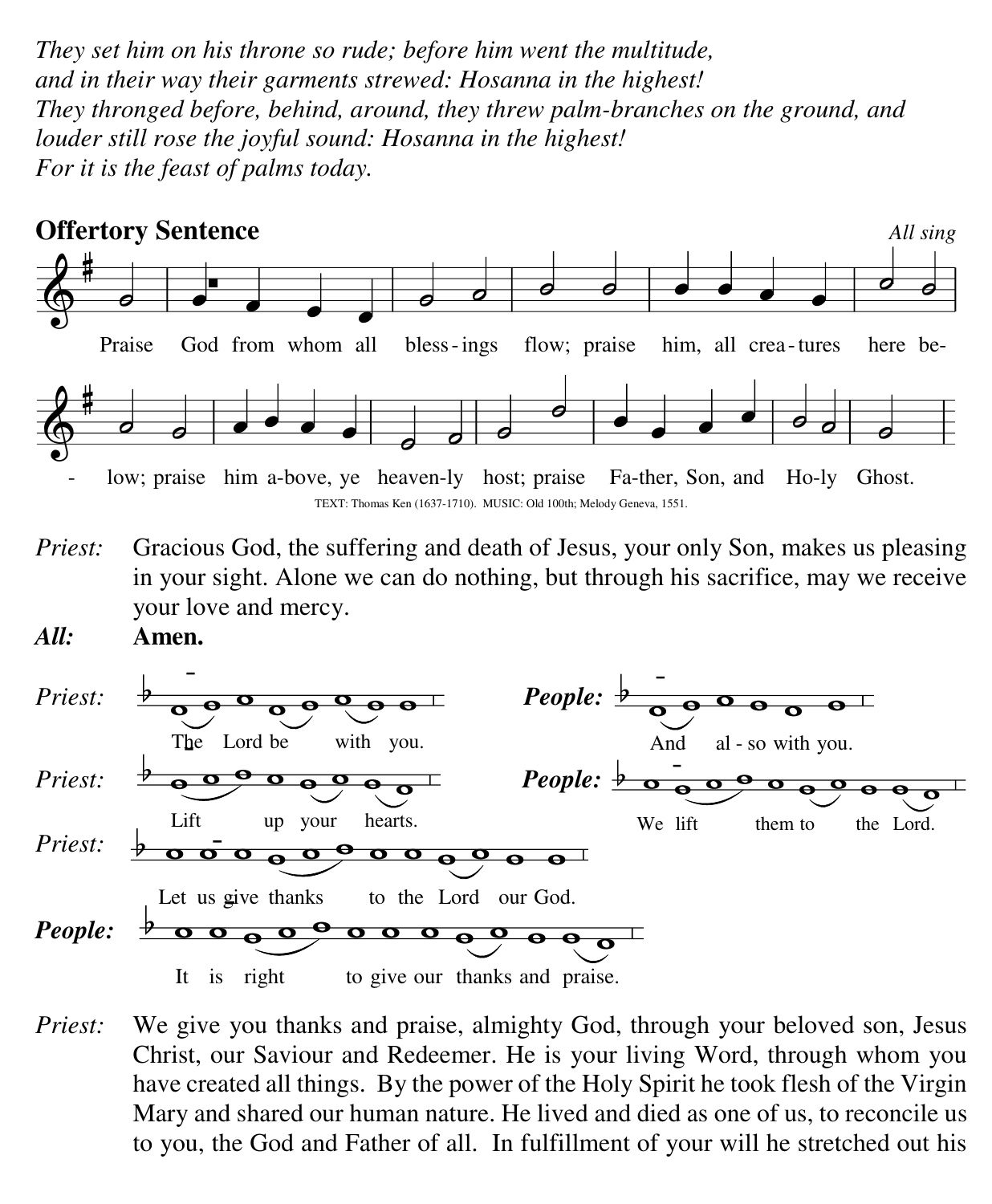*They set him on his throne so rude; before him went the multitude,*
*and in their way their garments strewed: Hosanna in the highest!*
*They thronged before, behind, around, they threw palm-branches on the ground, and louder still rose the joyful sound: Hosanna in the highest!*
*For it is the feast of palms today.*

## Offertory Sentence

*All sing*

Praise God from whom all bless-ings flow; praise him, all crea-tures here be-low; praise him a-bove, ye heaven-ly host; praise Fa-ther, Son, and Ho-ly Ghost.

TEXT: Thomas Ken (1637-1710). MUSIC: Old 100th; Melody Geneva, 1551.

*Priest:* Gracious God, the suffering and death of Jesus, your only Son, makes us pleasing in your sight. Alone we can do nothing, but through his sacrifice, may we receive your love and mercy.

***All:*** **Amen.**

*Priest:* The Lord be with you.

***People:*** And also with you.

*Priest:* Lift up your hearts.

***People:*** We lift them to the Lord.

*Priest:* Let us give thanks to the Lord our God.

***People:*** It is right to give our thanks and praise.

*Priest:* We give you thanks and praise, almighty God, through your beloved son, Jesus Christ, our Saviour and Redeemer. He is your living Word, through whom you have created all things. By the power of the Holy Spirit he took flesh of the Virgin Mary and shared our human nature. He lived and died as one of us, to reconcile us to you, the God and Father of all. In fulfillment of your will he stretched out his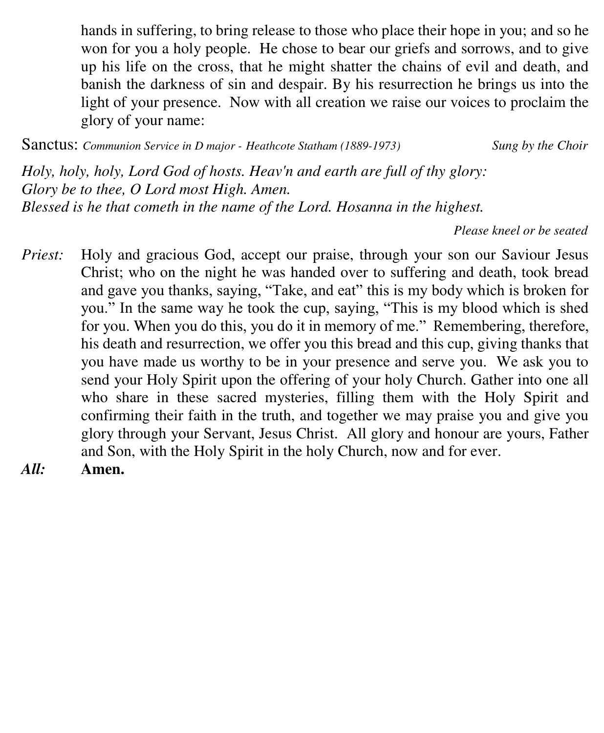hands in suffering, to bring release to those who place their hope in you; and so he won for you a holy people. He chose to bear our griefs and sorrows, and to give up his life on the cross, that he might shatter the chains of evil and death, and banish the darkness of sin and despair. By his resurrection he brings us into the light of your presence. Now with all creation we raise our voices to proclaim the glory of your name:

Sanctus: *Communion Service in D major - Heathcote Statham (1889-1973)* *Sung by the Choir*

*Holy, holy, holy, Lord God of hosts. Heav'n and earth are full of thy glory:*
*Glory be to thee, O Lord most High. Amen.*
*Blessed is he that cometh in the name of the Lord. Hosanna in the highest.*

*Please kneel or be seated*

*Priest:* Holy and gracious God, accept our praise, through your son our Saviour Jesus Christ; who on the night he was handed over to suffering and death, took bread and gave you thanks, saying, "Take, and eat" this is my body which is broken for you." In the same way he took the cup, saying, "This is my blood which is shed for you. When you do this, you do it in memory of me." Remembering, therefore, his death and resurrection, we offer you this bread and this cup, giving thanks that you have made us worthy to be in your presence and serve you. We ask you to send your Holy Spirit upon the offering of your holy Church. Gather into one all who share in these sacred mysteries, filling them with the Holy Spirit and confirming their faith in the truth, and together we may praise you and give you glory through your Servant, Jesus Christ. All glory and honour are yours, Father and Son, with the Holy Spirit in the holy Church, now and for ever.

***All:*** **Amen.**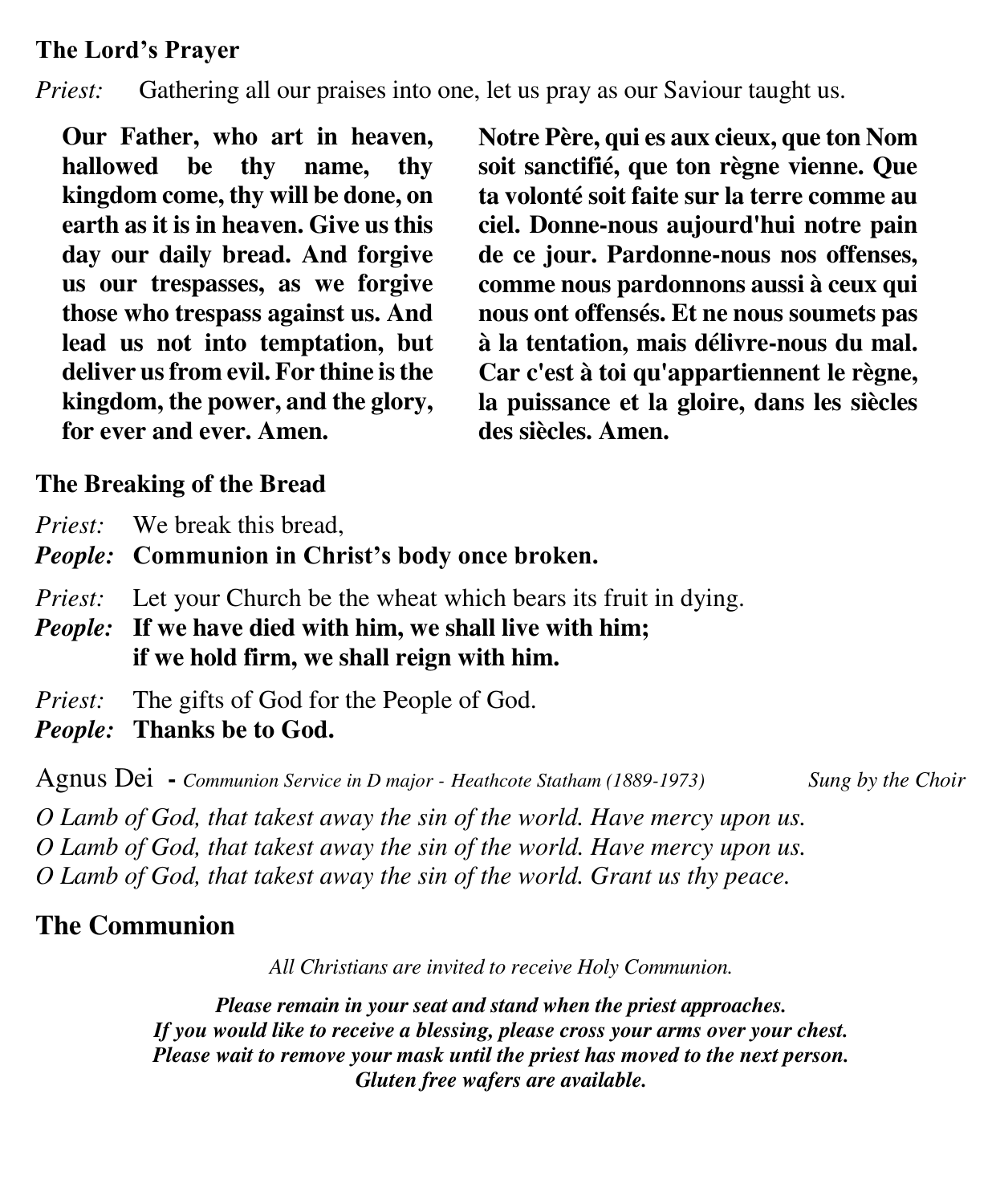### The Lord's Prayer

*Priest:* Gathering all our praises into one, let us pray as our Saviour taught us.

**Our Father, who art in heaven, hallowed be thy name, thy kingdom come, thy will be done, on earth as it is in heaven. Give us this day our daily bread. And forgive us our trespasses, as we forgive those who trespass against us. And lead us not into temptation, but deliver us from evil. For thine is the kingdom, the power, and the glory, for ever and ever. Amen.**

**Notre Père, qui es aux cieux, que ton Nom soit sanctifié, que ton règne vienne. Que ta volonté soit faite sur la terre comme au ciel. Donne-nous aujourd'hui notre pain de ce jour. Pardonne-nous nos offenses, comme nous pardonnons aussi à ceux qui nous ont offensés. Et ne nous soumets pas à la tentation, mais délivre-nous du mal. Car c'est à toi qu'appartiennent le règne, la puissance et la gloire, dans les siècles des siècles. Amen.**

### The Breaking of the Bread

*Priest:* We break this bread,
***People:*** **Communion in Christ's body once broken.**

*Priest:* Let your Church be the wheat which bears its fruit in dying.
***People:*** **If we have died with him, we shall live with him;
if we hold firm, we shall reign with him.**

*Priest:* The gifts of God for the People of God.
***People:*** **Thanks be to God.**

Agnus Dei - *Communion Service in D major - Heathcote Statham (1889-1973)* *Sung by the Choir*

*O Lamb of God, that takest away the sin of the world. Have mercy upon us.*
*O Lamb of God, that takest away the sin of the world. Have mercy upon us.*
*O Lamb of God, that takest away the sin of the world. Grant us thy peace.*

## The Communion

*All Christians are invited to receive Holy Communion.*

***Please remain in your seat and stand when the priest approaches.***
***If you would like to receive a blessing, please cross your arms over your chest.***
***Please wait to remove your mask until the priest has moved to the next person.***
***Gluten free wafers are available.***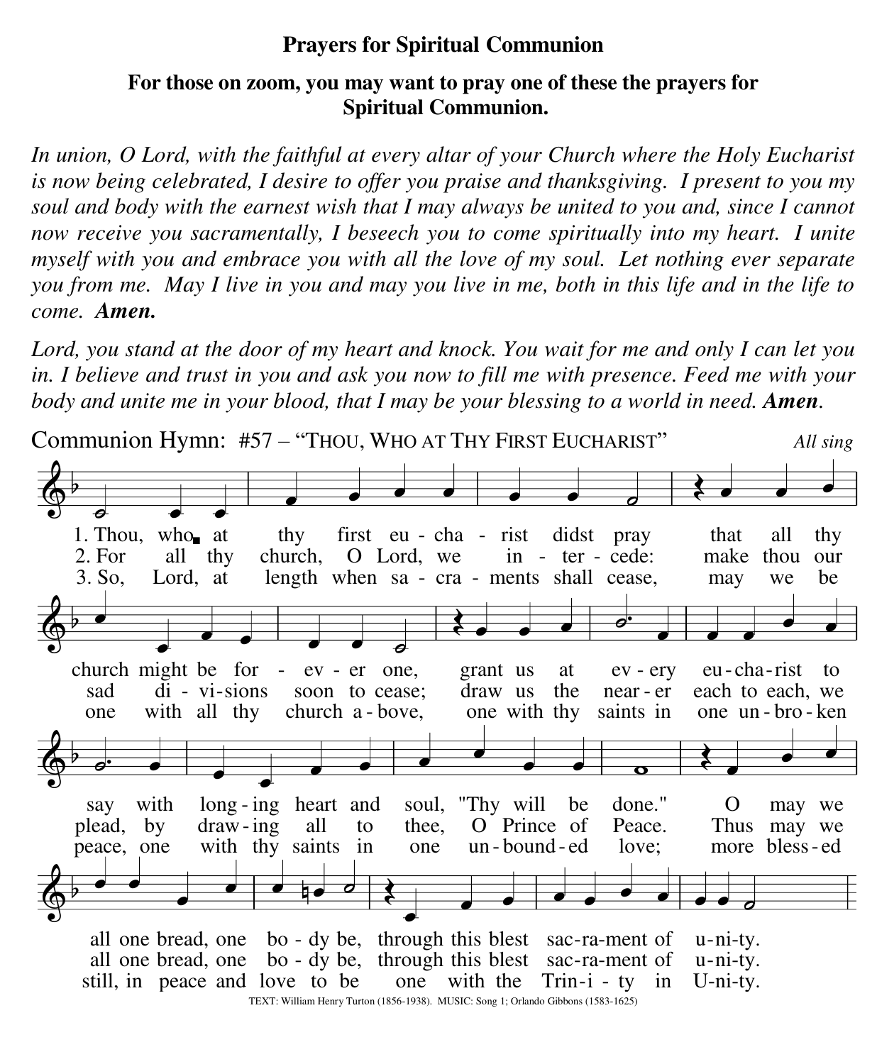**Prayers for Spiritual Communion**

**For those on zoom, you may want to pray one of these the prayers for Spiritual Communion.**

*In union, O Lord, with the faithful at every altar of your Church where the Holy Eucharist is now being celebrated, I desire to offer you praise and thanksgiving. I present to you my soul and body with the earnest wish that I may always be united to you and, since I cannot now receive you sacramentally, I beseech you to come spiritually into my heart. I unite myself with you and embrace you with all the love of my soul. Let nothing ever separate you from me. May I live in you and may you live in me, both in this life and in the life to come.* ***Amen.***

*Lord, you stand at the door of my heart and knock. You wait for me and only I can let you in. I believe and trust in you and ask you now to fill me with presence. Feed me with your body and unite me in your blood, that I may be your blessing to a world in need.* ***Amen****.*

Communion Hymn: #57 – "THOU, WHO AT THY FIRST EUCHARIST" *All sing*

1. Thou, who at thy first eucharist didst pray that all thy church might be for-ever one, grant us at every eucharist to say with longing heart and soul, "Thy will be done." O may we all one bread, one body be, through this blest sacrament of unity.

2. For all thy church, O Lord, we intercede: make thou our sad divisions soon to cease; draw us the nearer each to each, we plead, by drawing all to thee, O Prince of Peace. Thus may we all one bread, one body be, through this blest sacrament of unity.

3. So, Lord, at length when sacraments shall cease, may we be one with all thy church above, one with thy saints in one unbroken peace, one with thy saints in one unbounded love; more blessed still, in peace and love to be one with the Trinity in Unity.

TEXT: William Henry Turton (1856-1938). MUSIC: Song 1; Orlando Gibbons (1583-1625)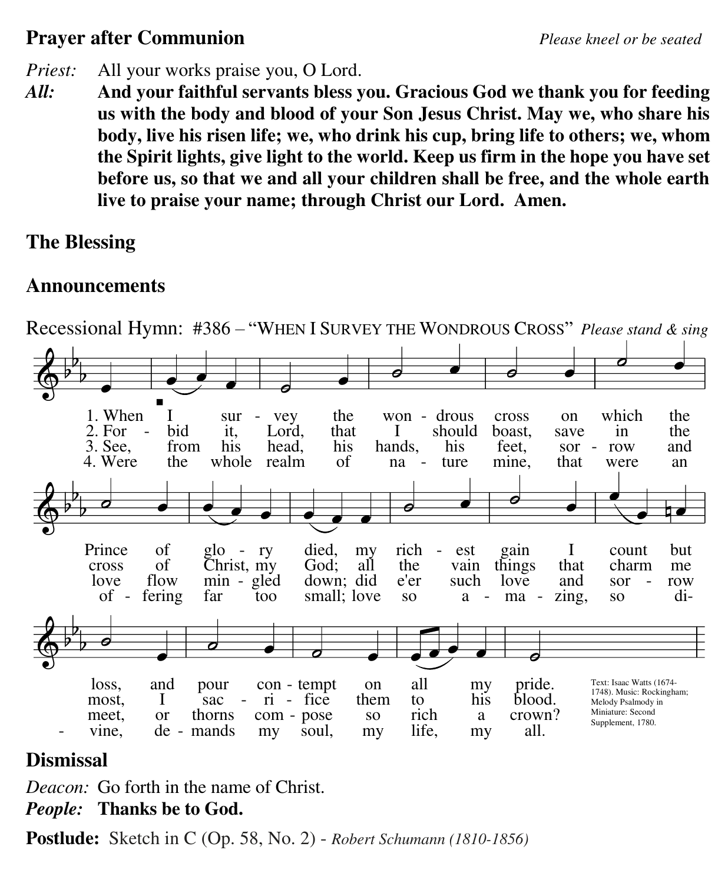**Prayer after Communion** *Please kneel or be seated*

*Priest:* All your works praise you, O Lord.

***All:*** **And your faithful servants bless you. Gracious God we thank you for feeding us with the body and blood of your Son Jesus Christ. May we, who share his body, live his risen life; we, who drink his cup, bring life to others; we, whom the Spirit lights, give light to the world. Keep us firm in the hope you have set before us, so that we and all your children shall be free, and the whole earth live to praise your name; through Christ our Lord. Amen.**

**The Blessing**

**Announcements**

Recessional Hymn: #386 – "WHEN I SURVEY THE WONDROUS CROSS" *Please stand & sing*

1. When I survey the wondrous cross on which the Prince of glory died, my richest gain I count but loss, and pour contempt on all my pride.
2. Forbid it, Lord, that I should boast, save in the cross of Christ, my God; all the vain things that charm me most, I sacrifice them to his blood.
3. See, from his head, his hands, his feet, sorrow and love flow mingled down; did e'er such love and sorrow meet, or thorns compose so rich a crown?
4. Were the whole realm of nature mine, that were an offering far too small; love so amazing, so divine, demands my soul, my life, my all.

Text: Isaac Watts (1674-1748). Music: Rockingham; Melody Psalmody in Miniature: Second Supplement, 1780.

**Dismissal**

*Deacon:* Go forth in the name of Christ.

***People:*** **Thanks be to God.**

**Postlude:** Sketch in C (Op. 58, No. 2) - *Robert Schumann (1810-1856)*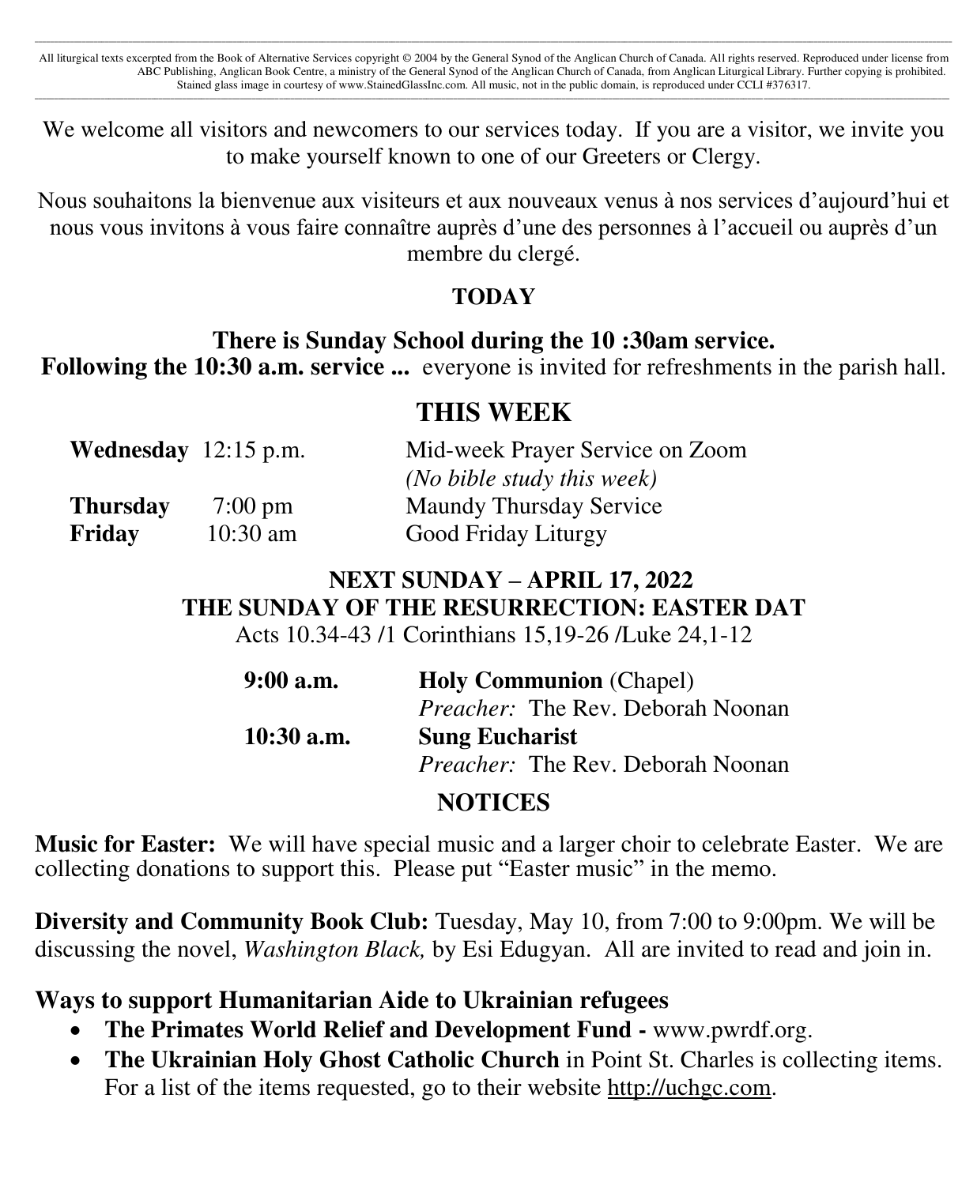All liturgical texts excerpted from the Book of Alternative Services copyright © 2004 by the General Synod of the Anglican Church of Canada. All rights reserved. Reproduced under license from ABC Publishing, Anglican Book Centre, a ministry of the General Synod of the Anglican Church of Canada, from Anglican Liturgical Library. Further copying is prohibited. Stained glass image in courtesy of www.StainedGlassInc.com. All music, not in the public domain, is reproduced under CCLI #376317.

---

We welcome all visitors and newcomers to our services today. If you are a visitor, we invite you to make yourself known to one of our Greeters or Clergy.

Nous souhaitons la bienvenue aux visiteurs et aux nouveaux venus à nos services d'aujourd'hui et nous vous invitons à vous faire connaître auprès d'une des personnes à l'accueil ou auprès d'un membre du clergé.

## TODAY

**There is Sunday School during the 10 :30am service.**
**Following the 10:30 a.m. service ...** everyone is invited for refreshments in the parish hall.

## THIS WEEK

| | | |
|---|---|---|
| **Wednesday** | 12:15 p.m. | Mid-week Prayer Service on Zoom *(No bible study this week)* |
| **Thursday** | 7:00 pm | Maundy Thursday Service |
| **Friday** | 10:30 am | Good Friday Liturgy |

## NEXT SUNDAY – APRIL 17, 2022
## THE SUNDAY OF THE RESURRECTION: EASTER DAT

Acts 10.34-43 /1 Corinthians 15,19-26 /Luke 24,1-12

| | |
|---|---|
| **9:00 a.m.** | **Holy Communion** (Chapel) *Preacher:* The Rev. Deborah Noonan |
| **10:30 a.m.** | **Sung Eucharist** *Preacher:* The Rev. Deborah Noonan |

## NOTICES

**Music for Easter:** We will have special music and a larger choir to celebrate Easter. We are collecting donations to support this. Please put "Easter music" in the memo.

**Diversity and Community Book Club:** Tuesday, May 10, from 7:00 to 9:00pm. We will be discussing the novel, *Washington Black,* by Esi Edugyan. All are invited to read and join in.

**Ways to support Humanitarian Aide to Ukrainian refugees**

- **The Primates World Relief and Development Fund -** www.pwrdf.org.
- **The Ukrainian Holy Ghost Catholic Church** in Point St. Charles is collecting items. For a list of the items requested, go to their website http://uchgc.com.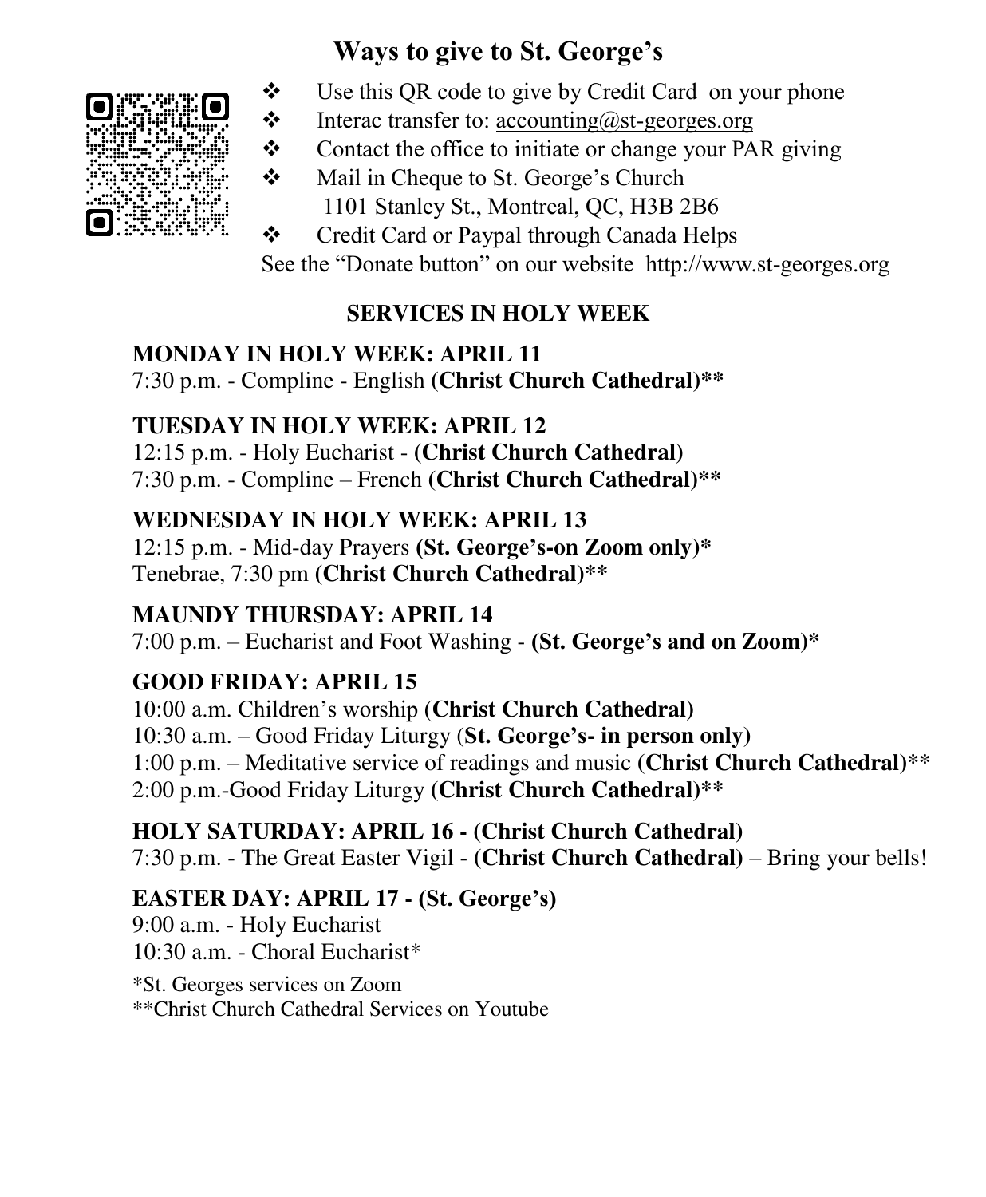# Ways to give to St. George's

- Use this QR code to give by Credit Card on your phone
- Interac transfer to: accounting@st-georges.org
- Contact the office to initiate or change your PAR giving
- Mail in Cheque to St. George's Church
  1101 Stanley St., Montreal, QC, H3B 2B6
- Credit Card or Paypal through Canada Helps

See the "Donate button" on our website http://www.st-georges.org

## SERVICES IN HOLY WEEK

**MONDAY IN HOLY WEEK: APRIL 11**
7:30 p.m. - Compline - English **(Christ Church Cathedral)****

**TUESDAY IN HOLY WEEK: APRIL 12**
12:15 p.m. - Holy Eucharist - **(Christ Church Cathedral)**
7:30 p.m. - Compline – French **(Christ Church Cathedral)****

**WEDNESDAY IN HOLY WEEK: APRIL 13**
12:15 p.m. - Mid-day Prayers **(St. George's-on Zoom only)***
Tenebrae, 7:30 pm **(Christ Church Cathedral)****

**MAUNDY THURSDAY: APRIL 14**
7:00 p.m. – Eucharist and Foot Washing - **(St. George's and on Zoom)***

**GOOD FRIDAY: APRIL 15**
10:00 a.m. Children's worship (**Christ Church Cathedral)**
10:30 a.m. – Good Friday Liturgy (**St. George's- in person only)**
1:00 p.m. – Meditative service of readings and music **(Christ Church Cathedral)****
2:00 p.m.-Good Friday Liturgy **(Christ Church Cathedral)****

**HOLY SATURDAY: APRIL 16 - (Christ Church Cathedral)**
7:30 p.m. - The Great Easter Vigil - **(Christ Church Cathedral)** – Bring your bells!

**EASTER DAY: APRIL 17 - (St. George's)**
9:00 a.m. - Holy Eucharist
10:30 a.m. - Choral Eucharist*

*St. Georges services on Zoom
**Christ Church Cathedral Services on Youtube